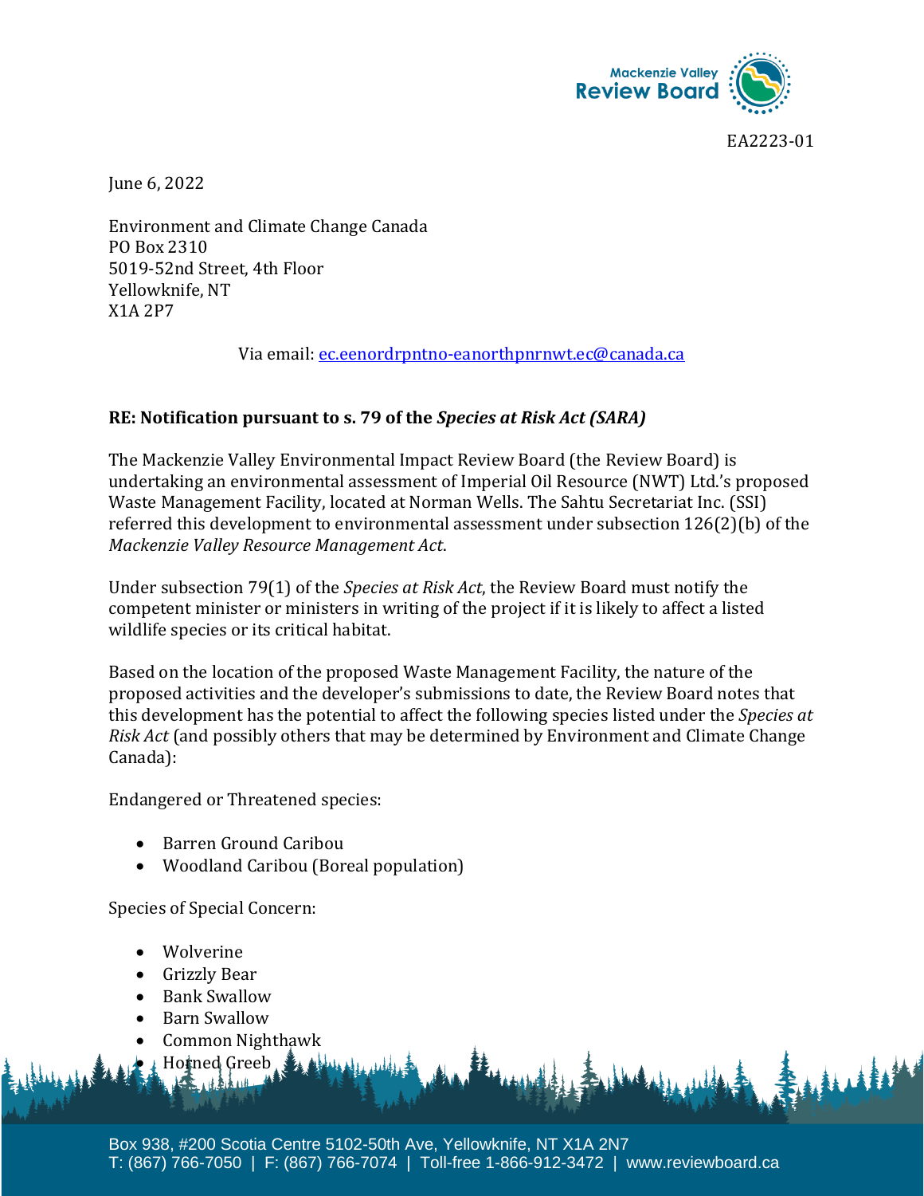EA2223-01

June 6, 2022

Environment and Climate Change Canada
PO Box 2310
5019-52nd Street, 4th Floor
Yellowknife, NT
X1A 2P7

Via email: ec.eenordrpntno-eanorthpnrnwt.ec@canada.ca

**RE: Notification pursuant to s. 79 of the *Species at Risk Act (SARA)***

The Mackenzie Valley Environmental Impact Review Board (the Review Board) is undertaking an environmental assessment of Imperial Oil Resource (NWT) Ltd.'s proposed Waste Management Facility, located at Norman Wells. The Sahtu Secretariat Inc. (SSI) referred this development to environmental assessment under subsection 126(2)(b) of the *Mackenzie Valley Resource Management Act*.

Under subsection 79(1) of the *Species at Risk Act*, the Review Board must notify the competent minister or ministers in writing of the project if it is likely to affect a listed wildlife species or its critical habitat.

Based on the location of the proposed Waste Management Facility, the nature of the proposed activities and the developer's submissions to date, the Review Board notes that this development has the potential to affect the following species listed under the *Species at Risk Act* (and possibly others that may be determined by Environment and Climate Change Canada):

Endangered or Threatened species:

- Barren Ground Caribou
- Woodland Caribou (Boreal population)

Species of Special Concern:

- Wolverine
- Grizzly Bear
- Bank Swallow
- Barn Swallow
- Common Nighthawk
- Horned Greeb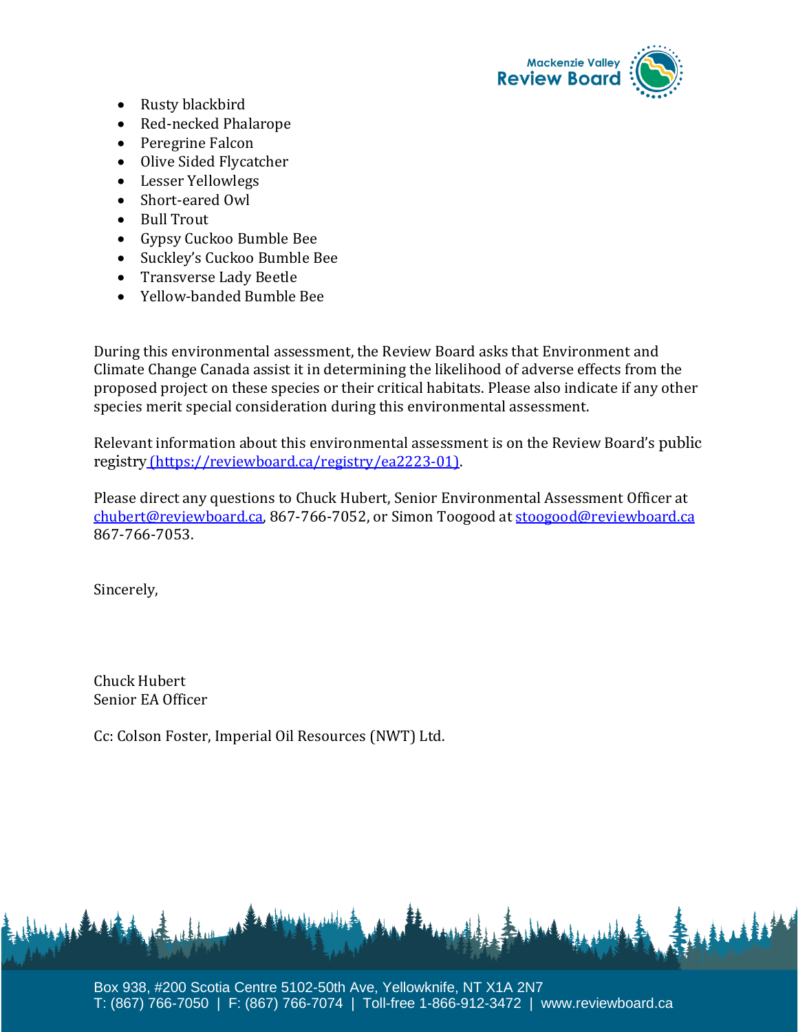- Rusty blackbird
- Red-necked Phalarope
- Peregrine Falcon
- Olive Sided Flycatcher
- Lesser Yellowlegs
- Short-eared Owl
- Bull Trout
- Gypsy Cuckoo Bumble Bee
- Suckley's Cuckoo Bumble Bee
- Transverse Lady Beetle
- Yellow-banded Bumble Bee

During this environmental assessment, the Review Board asks that Environment and Climate Change Canada assist it in determining the likelihood of adverse effects from the proposed project on these species or their critical habitats. Please also indicate if any other species merit special consideration during this environmental assessment.

Relevant information about this environmental assessment is on the Review Board's public registry (https://reviewboard.ca/registry/ea2223-01).

Please direct any questions to Chuck Hubert, Senior Environmental Assessment Officer at chubert@reviewboard.ca, 867-766-7052, or Simon Toogood at stoogood@reviewboard.ca 867-766-7053.

Sincerely,

Chuck Hubert
Senior EA Officer

Cc: Colson Foster, Imperial Oil Resources (NWT) Ltd.